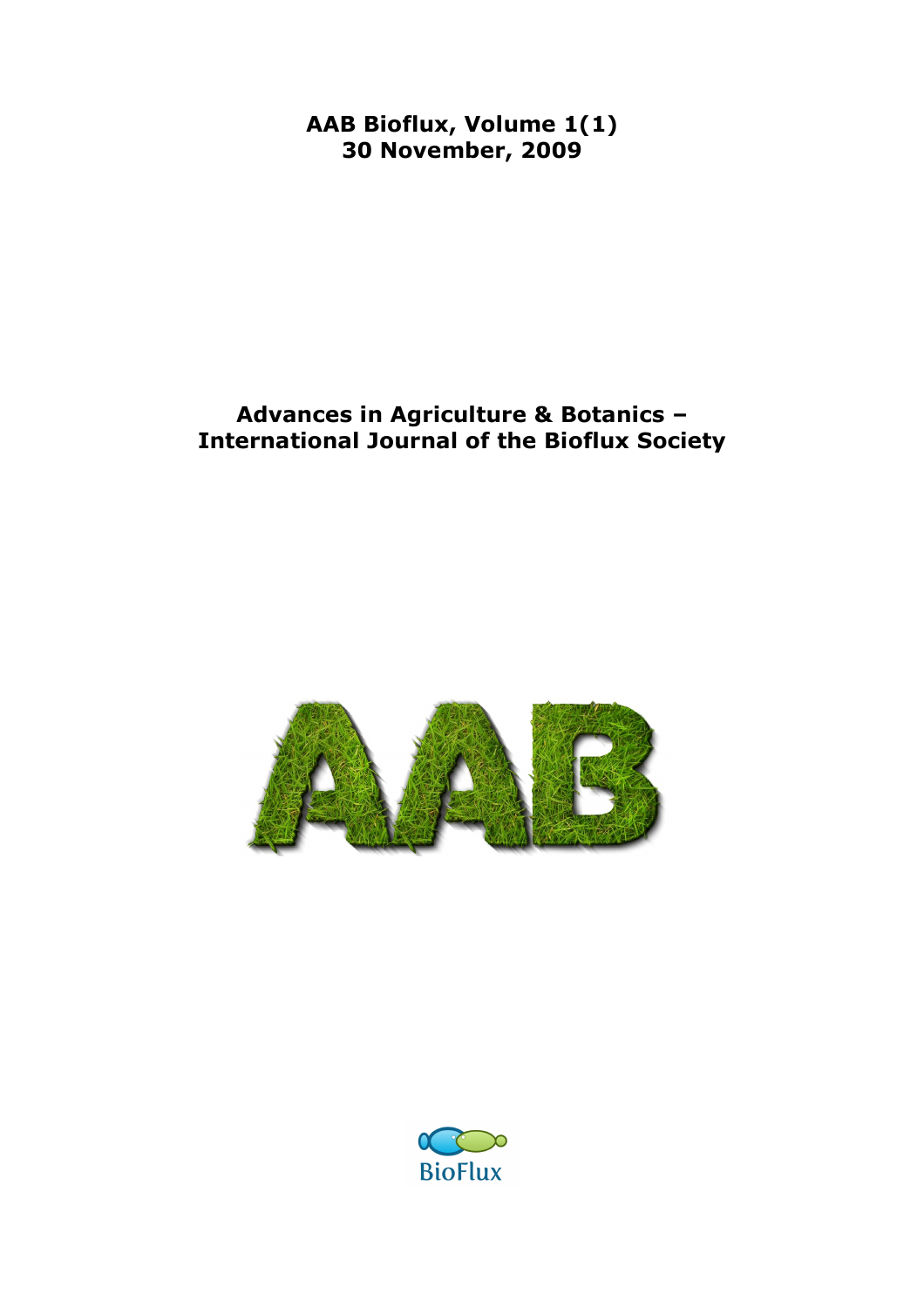**AAB Bioflux, Volume 1(1)**
**30 November, 2009**

# Advances in Agriculture & Botanics – International Journal of the Bioflux Society

AAB

BioFlux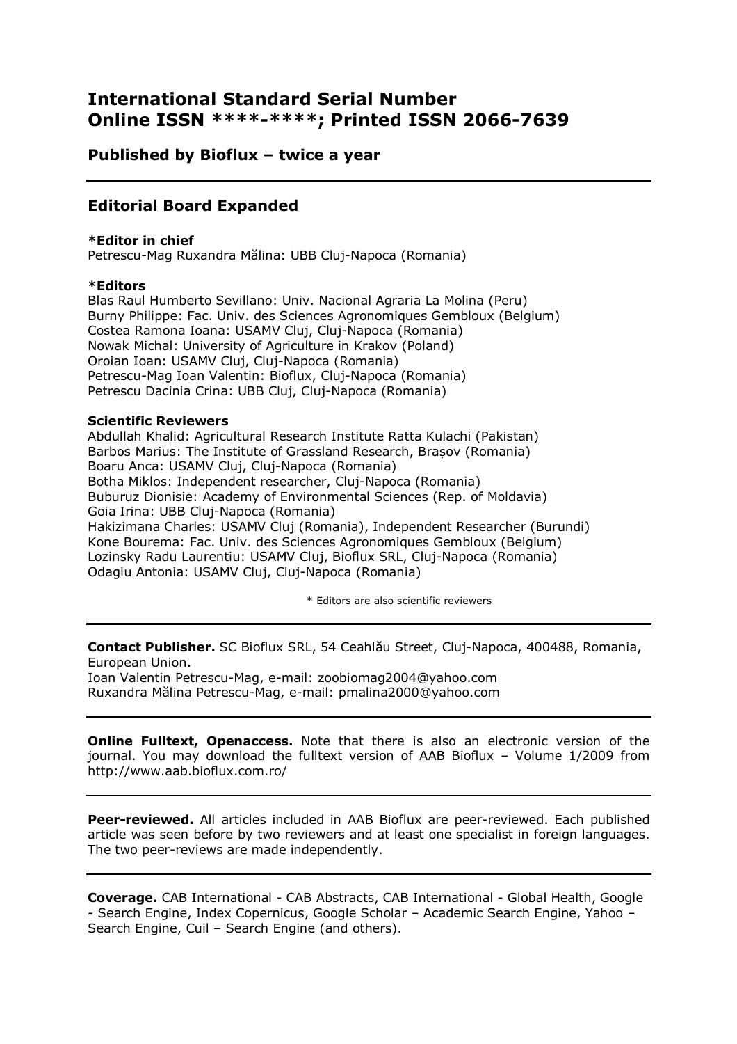# International Standard Serial Number
# Online ISSN ****-****; Printed ISSN 2066-7639

### Published by Bioflux – twice a year

---

## Editorial Board Expanded

**\*Editor in chief**
Petrescu-Mag Ruxandra Mălina: UBB Cluj-Napoca (Romania)

**\*Editors**
Blas Raul Humberto Sevillano: Univ. Nacional Agraria La Molina (Peru)
Burny Philippe: Fac. Univ. des Sciences Agronomiques Gembloux (Belgium)
Costea Ramona Ioana: USAMV Cluj, Cluj-Napoca (Romania)
Nowak Michal: University of Agriculture in Krakov (Poland)
Oroian Ioan: USAMV Cluj, Cluj-Napoca (Romania)
Petrescu-Mag Ioan Valentin: Bioflux, Cluj-Napoca (Romania)
Petrescu Dacinia Crina: UBB Cluj, Cluj-Napoca (Romania)

**Scientific Reviewers**
Abdullah Khalid: Agricultural Research Institute Ratta Kulachi (Pakistan)
Barbos Marius: The Institute of Grassland Research, Brașov (Romania)
Boaru Anca: USAMV Cluj, Cluj-Napoca (Romania)
Botha Miklos: Independent researcher, Cluj-Napoca (Romania)
Buburuz Dionisie: Academy of Environmental Sciences (Rep. of Moldavia)
Goia Irina: UBB Cluj-Napoca (Romania)
Hakizimana Charles: USAMV Cluj (Romania), Independent Researcher (Burundi)
Kone Bourema: Fac. Univ. des Sciences Agronomiques Gembloux (Belgium)
Lozinsky Radu Laurentiu: USAMV Cluj, Bioflux SRL, Cluj-Napoca (Romania)
Odagiu Antonia: USAMV Cluj, Cluj-Napoca (Romania)

\* Editors are also scientific reviewers

---

**Contact Publisher.** SC Bioflux SRL, 54 Ceahlău Street, Cluj-Napoca, 400488, Romania, European Union.
Ioan Valentin Petrescu-Mag, e-mail: zoobiomag2004@yahoo.com
Ruxandra Mălina Petrescu-Mag, e-mail: pmalina2000@yahoo.com

---

**Online Fulltext, Openaccess.** Note that there is also an electronic version of the journal. You may download the fulltext version of AAB Bioflux – Volume 1/2009 from http://www.aab.bioflux.com.ro/

---

**Peer-reviewed.** All articles included in AAB Bioflux are peer-reviewed. Each published article was seen before by two reviewers and at least one specialist in foreign languages. The two peer-reviews are made independently.

---

**Coverage.** CAB International - CAB Abstracts, CAB International - Global Health, Google - Search Engine, Index Copernicus, Google Scholar – Academic Search Engine, Yahoo – Search Engine, Cuil – Search Engine (and others).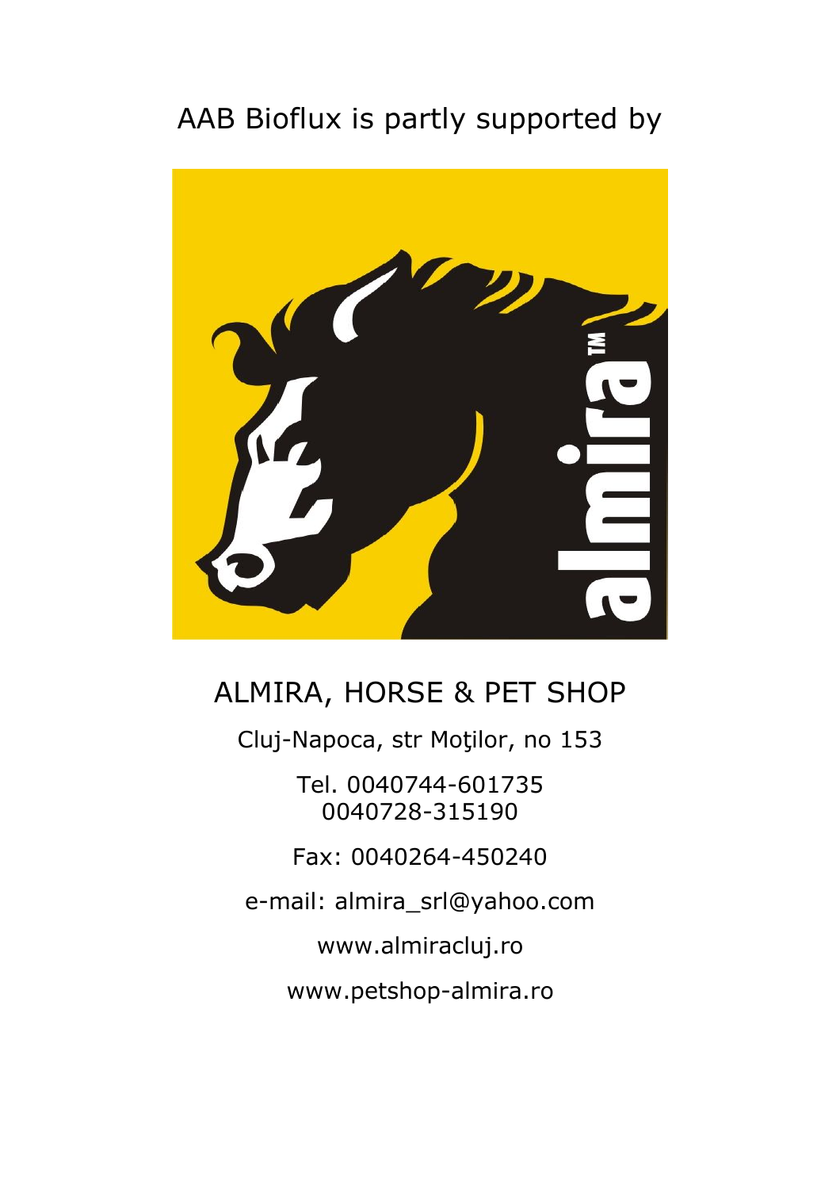AAB Bioflux is partly supported by

ALMIRA, HORSE & PET SHOP

Cluj-Napoca, str Moţilor, no 153

Tel. 0040744-601735
0040728-315190

Fax: 0040264-450240

e-mail: almira_srl@yahoo.com

www.almiracluj.ro

www.petshop-almira.ro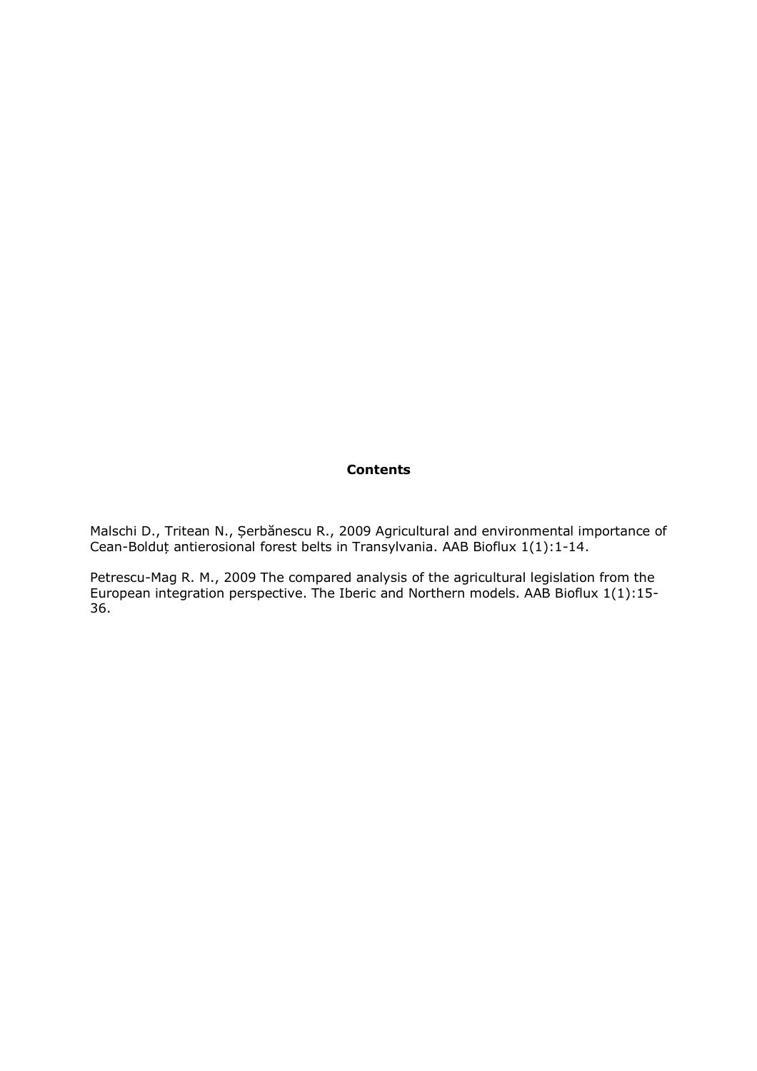**Contents**

Malschi D., Tritean N., Șerbănescu R., 2009 Agricultural and environmental importance of Cean-Bolduț antierosional forest belts in Transylvania. AAB Bioflux 1(1):1-14.

Petrescu-Mag R. M., 2009 The compared analysis of the agricultural legislation from the European integration perspective. The Iberic and Northern models. AAB Bioflux 1(1):15-36.